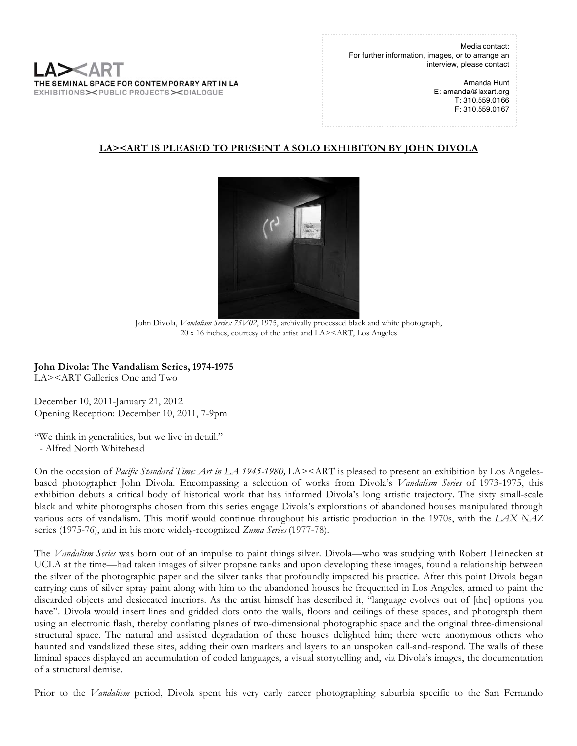LA><ART
THE SEMINAL SPACE FOR CONTEMPORARY ART IN LA
EXHIBITIONS><PUBLIC PROJECTS><DIALOGUE

Media contact:
For further information, images, or to arrange an interview, please contact

Amanda Hunt
E: amanda@laxart.org
T: 310.559.0166
F: 310.559.0167

**LA><ART IS PLEASED TO PRESENT A SOLO EXHIBITON BY JOHN DIVOLA**

John Divola, *Vandalism Series: 75V02*, 1975, archivally processed black and white photograph, 20 x 16 inches, courtesy of the artist and LA><ART, Los Angeles

**John Divola: The Vandalism Series, 1974-1975**
LA><ART Galleries One and Two

December 10, 2011-January 21, 2012
Opening Reception: December 10, 2011, 7-9pm

"We think in generalities, but we live in detail."
- Alfred North Whitehead

On the occasion of *Pacific Standard Time: Art in LA 1945-1980,* LA><ART is pleased to present an exhibition by Los Angeles-based photographer John Divola. Encompassing a selection of works from Divola's *Vandalism Series* of 1973-1975, this exhibition debuts a critical body of historical work that has informed Divola's long artistic trajectory. The sixty small-scale black and white photographs chosen from this series engage Divola's explorations of abandoned houses manipulated through various acts of vandalism. This motif would continue throughout his artistic production in the 1970s, with the *LAX NAZ* series (1975-76), and in his more widely-recognized *Zuma Series* (1977-78).

The *Vandalism Series* was born out of an impulse to paint things silver. Divola—who was studying with Robert Heinecken at UCLA at the time—had taken images of silver propane tanks and upon developing these images, found a relationship between the silver of the photographic paper and the silver tanks that profoundly impacted his practice. After this point Divola began carrying cans of silver spray paint along with him to the abandoned houses he frequented in Los Angeles, armed to paint the discarded objects and desiccated interiors. As the artist himself has described it, "language evolves out of [the] options you have". Divola would insert lines and gridded dots onto the walls, floors and ceilings of these spaces, and photograph them using an electronic flash, thereby conflating planes of two-dimensional photographic space and the original three-dimensional structural space. The natural and assisted degradation of these houses delighted him; there were anonymous others who haunted and vandalized these sites, adding their own markers and layers to an unspoken call-and-respond. The walls of these liminal spaces displayed an accumulation of coded languages, a visual storytelling and, via Divola's images, the documentation of a structural demise.

Prior to the *Vandalism* period, Divola spent his very early career photographing suburbia specific to the San Fernando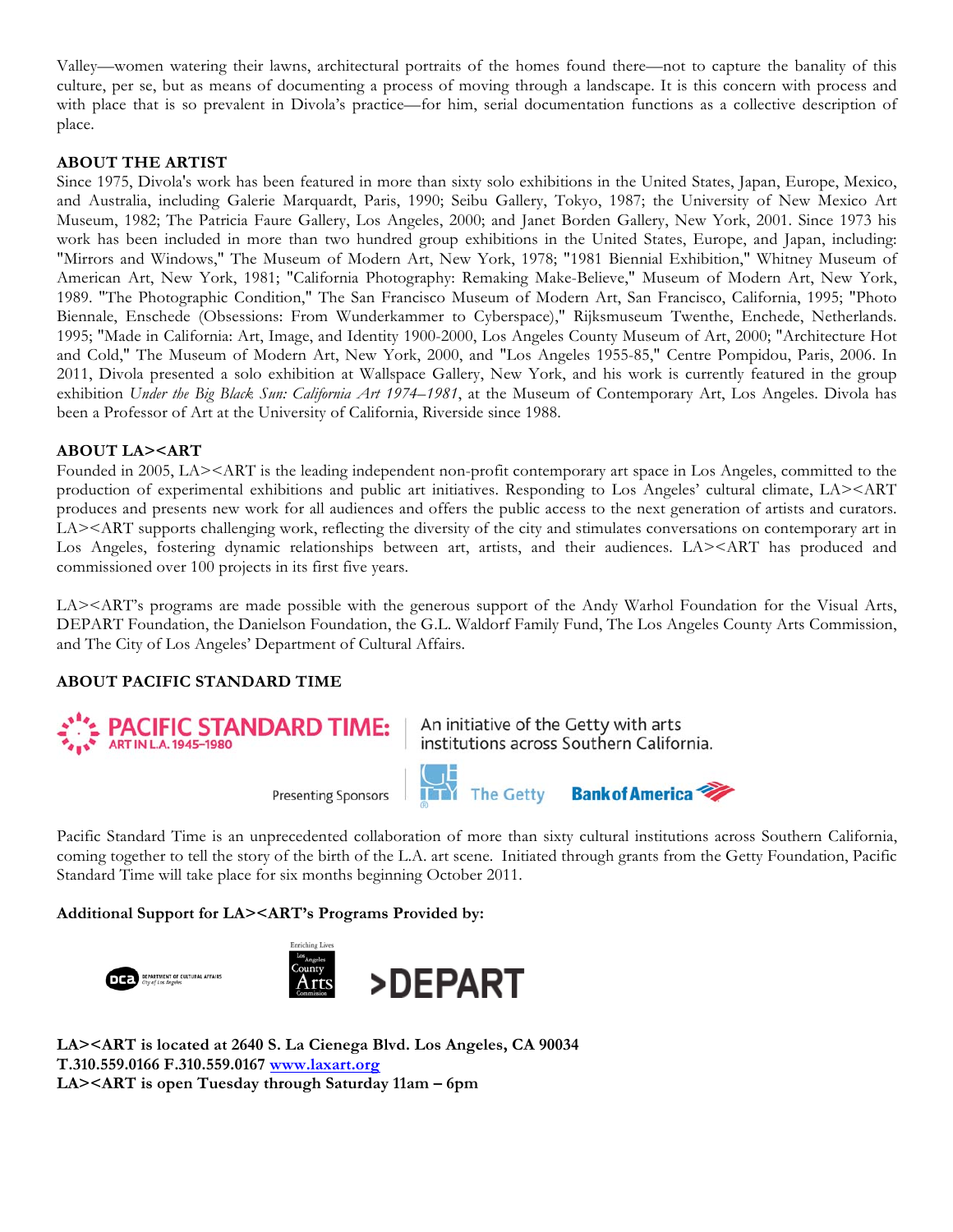Valley—women watering their lawns, architectural portraits of the homes found there—not to capture the banality of this culture, per se, but as means of documenting a process of moving through a landscape. It is this concern with process and with place that is so prevalent in Divola's practice—for him, serial documentation functions as a collective description of place.

**ABOUT THE ARTIST**

Since 1975, Divola's work has been featured in more than sixty solo exhibitions in the United States, Japan, Europe, Mexico, and Australia, including Galerie Marquardt, Paris, 1990; Seibu Gallery, Tokyo, 1987; the University of New Mexico Art Museum, 1982; The Patricia Faure Gallery, Los Angeles, 2000; and Janet Borden Gallery, New York, 2001. Since 1973 his work has been included in more than two hundred group exhibitions in the United States, Europe, and Japan, including: "Mirrors and Windows," The Museum of Modern Art, New York, 1978; "1981 Biennial Exhibition," Whitney Museum of American Art, New York, 1981; "California Photography: Remaking Make-Believe," Museum of Modern Art, New York, 1989. "The Photographic Condition," The San Francisco Museum of Modern Art, San Francisco, California, 1995; "Photo Biennale, Enschede (Obsessions: From Wunderkammer to Cyberspace)," Rijksmuseum Twenthe, Enchede, Netherlands. 1995; "Made in California: Art, Image, and Identity 1900-2000, Los Angeles County Museum of Art, 2000; "Architecture Hot and Cold," The Museum of Modern Art, New York, 2000, and "Los Angeles 1955-85," Centre Pompidou, Paris, 2006. In 2011, Divola presented a solo exhibition at Wallspace Gallery, New York, and his work is currently featured in the group exhibition *Under the Big Black Sun: California Art 1974–1981*, at the Museum of Contemporary Art, Los Angeles. Divola has been a Professor of Art at the University of California, Riverside since 1988.

**ABOUT LA><ART**

Founded in 2005, LA><ART is the leading independent non-profit contemporary art space in Los Angeles, committed to the production of experimental exhibitions and public art initiatives. Responding to Los Angeles' cultural climate, LA><ART produces and presents new work for all audiences and offers the public access to the next generation of artists and curators. LA><ART supports challenging work, reflecting the diversity of the city and stimulates conversations on contemporary art in Los Angeles, fostering dynamic relationships between art, artists, and their audiences. LA><ART has produced and commissioned over 100 projects in its first five years.

LA><ART's programs are made possible with the generous support of the Andy Warhol Foundation for the Visual Arts, DEPART Foundation, the Danielson Foundation, the G.L. Waldorf Family Fund, The Los Angeles County Arts Commission, and The City of Los Angeles' Department of Cultural Affairs.

**ABOUT PACIFIC STANDARD TIME**

PACIFIC STANDARD TIME: ART IN L.A. 1945–1980 | An initiative of the Getty with arts institutions across Southern California.

Presenting Sponsors | The Getty | Bank of America

Pacific Standard Time is an unprecedented collaboration of more than sixty cultural institutions across Southern California, coming together to tell the story of the birth of the L.A. art scene. Initiated through grants from the Getty Foundation, Pacific Standard Time will take place for six months beginning October 2011.

**Additional Support for LA><ART's Programs Provided by:**

DCA Department of Cultural Affairs City of Los Angeles | Enriching Lives Los Angeles County Arts Commission | >DEPART

**LA><ART is located at 2640 S. La Cienega Blvd. Los Angeles, CA 90034**
**T.310.559.0166 F.310.559.0167 www.laxart.org**
**LA><ART is open Tuesday through Saturday 11am – 6pm**